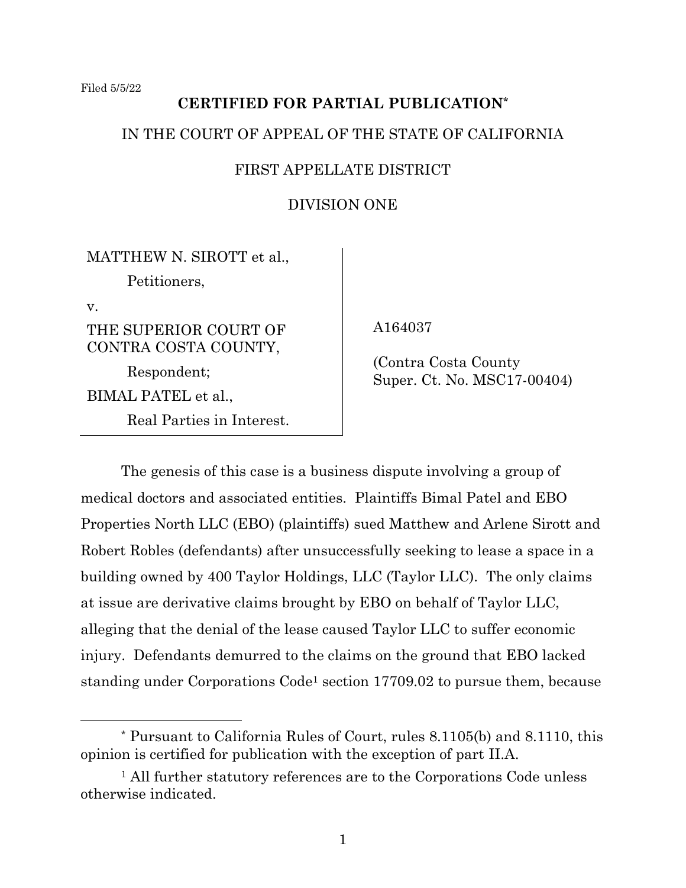Filed 5/5/22

**CERTIFIED FOR PARTIAL PUBLICATION***

IN THE COURT OF APPEAL OF THE STATE OF CALIFORNIA

FIRST APPELLATE DISTRICT

DIVISION ONE

| | |
|---|---|
| MATTHEW N. SIROTT et al.,<br>Petitioners,<br>v.<br>THE SUPERIOR COURT OF CONTRA COSTA COUNTY,<br>Respondent;<br>BIMAL PATEL et al.,<br>Real Parties in Interest. | A164037<br><br>(Contra Costa County Super. Ct. No. MSC17-00404) |

The genesis of this case is a business dispute involving a group of medical doctors and associated entities. Plaintiffs Bimal Patel and EBO Properties North LLC (EBO) (plaintiffs) sued Matthew and Arlene Sirott and Robert Robles (defendants) after unsuccessfully seeking to lease a space in a building owned by 400 Taylor Holdings, LLC (Taylor LLC). The only claims at issue are derivative claims brought by EBO on behalf of Taylor LLC, alleging that the denial of the lease caused Taylor LLC to suffer economic injury. Defendants demurred to the claims on the ground that EBO lacked standing under Corporations Code[1] section 17709.02 to pursue them, because

---

[*] Pursuant to California Rules of Court, rules 8.1105(b) and 8.1110, this opinion is certified for publication with the exception of part II.A.

[1] All further statutory references are to the Corporations Code unless otherwise indicated.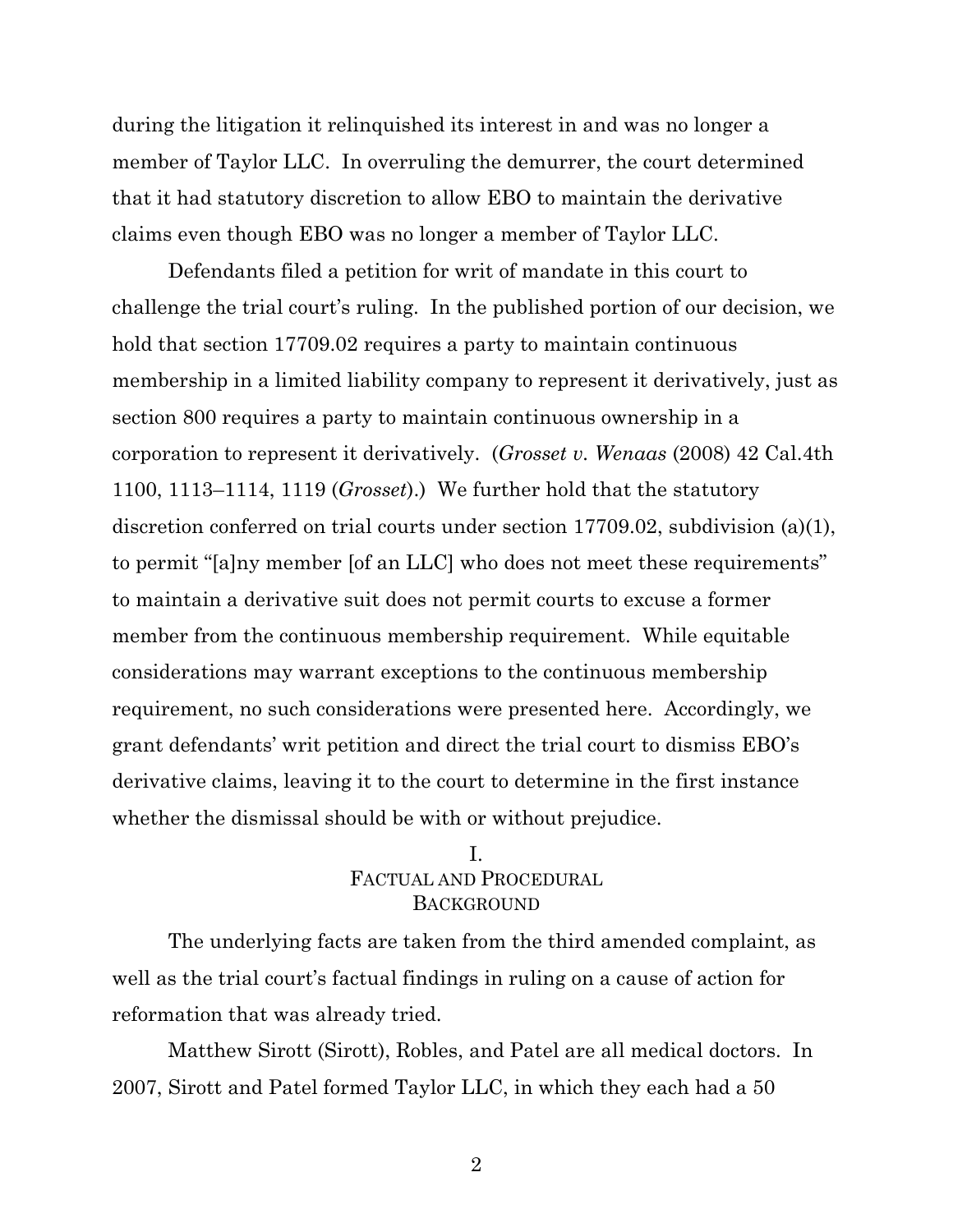during the litigation it relinquished its interest in and was no longer a member of Taylor LLC. In overruling the demurrer, the court determined that it had statutory discretion to allow EBO to maintain the derivative claims even though EBO was no longer a member of Taylor LLC.

Defendants filed a petition for writ of mandate in this court to challenge the trial court's ruling. In the published portion of our decision, we hold that section 17709.02 requires a party to maintain continuous membership in a limited liability company to represent it derivatively, just as section 800 requires a party to maintain continuous ownership in a corporation to represent it derivatively. (*Grosset v. Wenaas* (2008) 42 Cal.4th 1100, 1113–1114, 1119 (*Grosset*).) We further hold that the statutory discretion conferred on trial courts under section 17709.02, subdivision (a)(1), to permit "[a]ny member [of an LLC] who does not meet these requirements" to maintain a derivative suit does not permit courts to excuse a former member from the continuous membership requirement. While equitable considerations may warrant exceptions to the continuous membership requirement, no such considerations were presented here. Accordingly, we grant defendants' writ petition and direct the trial court to dismiss EBO's derivative claims, leaving it to the court to determine in the first instance whether the dismissal should be with or without prejudice.

## I.
## FACTUAL AND PROCEDURAL BACKGROUND

The underlying facts are taken from the third amended complaint, as well as the trial court's factual findings in ruling on a cause of action for reformation that was already tried.

Matthew Sirott (Sirott), Robles, and Patel are all medical doctors. In 2007, Sirott and Patel formed Taylor LLC, in which they each had a 50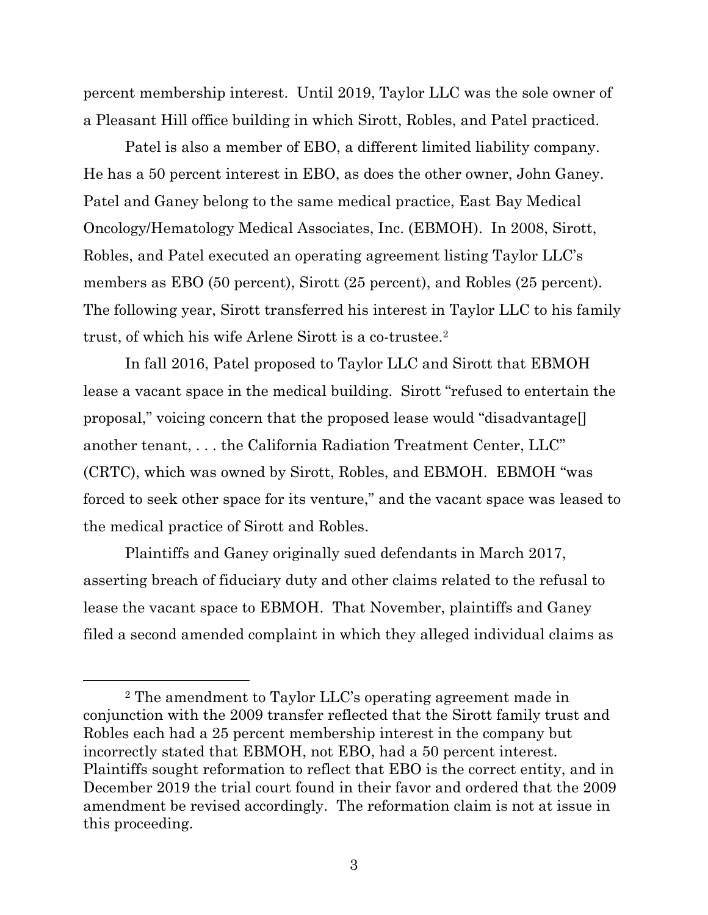percent membership interest. Until 2019, Taylor LLC was the sole owner of a Pleasant Hill office building in which Sirott, Robles, and Patel practiced.

Patel is also a member of EBO, a different limited liability company. He has a 50 percent interest in EBO, as does the other owner, John Ganey. Patel and Ganey belong to the same medical practice, East Bay Medical Oncology/Hematology Medical Associates, Inc. (EBMOH). In 2008, Sirott, Robles, and Patel executed an operating agreement listing Taylor LLC's members as EBO (50 percent), Sirott (25 percent), and Robles (25 percent). The following year, Sirott transferred his interest in Taylor LLC to his family trust, of which his wife Arlene Sirott is a co-trustee.[2]

In fall 2016, Patel proposed to Taylor LLC and Sirott that EBMOH lease a vacant space in the medical building. Sirott "refused to entertain the proposal," voicing concern that the proposed lease would "disadvantage[] another tenant, . . . the California Radiation Treatment Center, LLC" (CRTC), which was owned by Sirott, Robles, and EBMOH. EBMOH "was forced to seek other space for its venture," and the vacant space was leased to the medical practice of Sirott and Robles.

Plaintiffs and Ganey originally sued defendants in March 2017, asserting breach of fiduciary duty and other claims related to the refusal to lease the vacant space to EBMOH. That November, plaintiffs and Ganey filed a second amended complaint in which they alleged individual claims as

---

[2] The amendment to Taylor LLC's operating agreement made in conjunction with the 2009 transfer reflected that the Sirott family trust and Robles each had a 25 percent membership interest in the company but incorrectly stated that EBMOH, not EBO, had a 50 percent interest. Plaintiffs sought reformation to reflect that EBO is the correct entity, and in December 2019 the trial court found in their favor and ordered that the 2009 amendment be revised accordingly. The reformation claim is not at issue in this proceeding.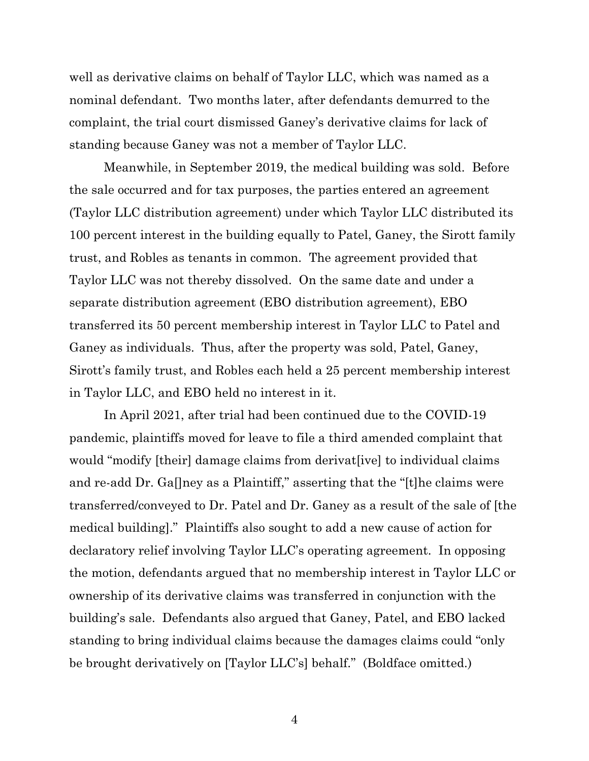well as derivative claims on behalf of Taylor LLC, which was named as a nominal defendant. Two months later, after defendants demurred to the complaint, the trial court dismissed Ganey's derivative claims for lack of standing because Ganey was not a member of Taylor LLC.

Meanwhile, in September 2019, the medical building was sold. Before the sale occurred and for tax purposes, the parties entered an agreement (Taylor LLC distribution agreement) under which Taylor LLC distributed its 100 percent interest in the building equally to Patel, Ganey, the Sirott family trust, and Robles as tenants in common. The agreement provided that Taylor LLC was not thereby dissolved. On the same date and under a separate distribution agreement (EBO distribution agreement), EBO transferred its 50 percent membership interest in Taylor LLC to Patel and Ganey as individuals. Thus, after the property was sold, Patel, Ganey, Sirott's family trust, and Robles each held a 25 percent membership interest in Taylor LLC, and EBO held no interest in it.

In April 2021, after trial had been continued due to the COVID-19 pandemic, plaintiffs moved for leave to file a third amended complaint that would "modify [their] damage claims from derivat[ive] to individual claims and re-add Dr. Ga[]ney as a Plaintiff," asserting that the "[t]he claims were transferred/conveyed to Dr. Patel and Dr. Ganey as a result of the sale of [the medical building]." Plaintiffs also sought to add a new cause of action for declaratory relief involving Taylor LLC's operating agreement. In opposing the motion, defendants argued that no membership interest in Taylor LLC or ownership of its derivative claims was transferred in conjunction with the building's sale. Defendants also argued that Ganey, Patel, and EBO lacked standing to bring individual claims because the damages claims could "only be brought derivatively on [Taylor LLC's] behalf." (Boldface omitted.)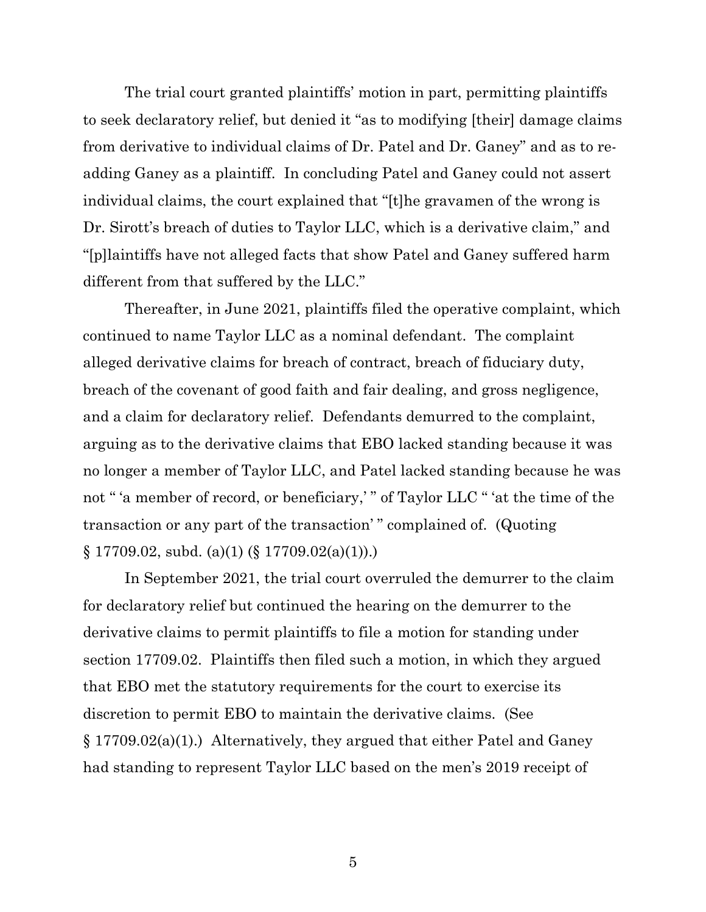The trial court granted plaintiffs' motion in part, permitting plaintiffs to seek declaratory relief, but denied it "as to modifying [their] damage claims from derivative to individual claims of Dr. Patel and Dr. Ganey" and as to re-adding Ganey as a plaintiff. In concluding Patel and Ganey could not assert individual claims, the court explained that "[t]he gravamen of the wrong is Dr. Sirott's breach of duties to Taylor LLC, which is a derivative claim," and "[p]laintiffs have not alleged facts that show Patel and Ganey suffered harm different from that suffered by the LLC."

Thereafter, in June 2021, plaintiffs filed the operative complaint, which continued to name Taylor LLC as a nominal defendant. The complaint alleged derivative claims for breach of contract, breach of fiduciary duty, breach of the covenant of good faith and fair dealing, and gross negligence, and a claim for declaratory relief. Defendants demurred to the complaint, arguing as to the derivative claims that EBO lacked standing because it was no longer a member of Taylor LLC, and Patel lacked standing because he was not " 'a member of record, or beneficiary,' " of Taylor LLC " 'at the time of the transaction or any part of the transaction' " complained of. (Quoting § 17709.02, subd. (a)(1) (§ 17709.02(a)(1)).)

In September 2021, the trial court overruled the demurrer to the claim for declaratory relief but continued the hearing on the demurrer to the derivative claims to permit plaintiffs to file a motion for standing under section 17709.02. Plaintiffs then filed such a motion, in which they argued that EBO met the statutory requirements for the court to exercise its discretion to permit EBO to maintain the derivative claims. (See § 17709.02(a)(1).) Alternatively, they argued that either Patel and Ganey had standing to represent Taylor LLC based on the men's 2019 receipt of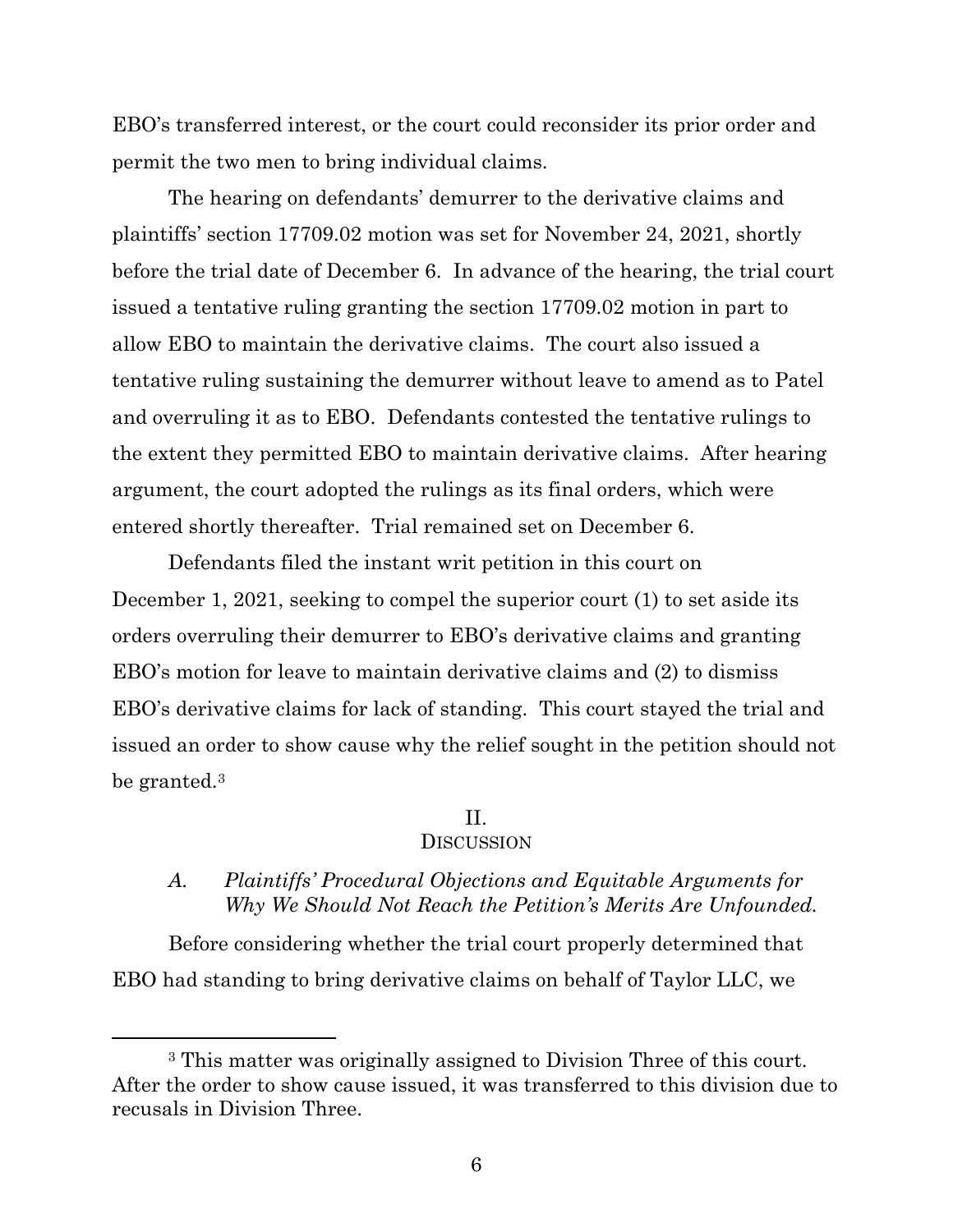EBO's transferred interest, or the court could reconsider its prior order and permit the two men to bring individual claims.

The hearing on defendants' demurrer to the derivative claims and plaintiffs' section 17709.02 motion was set for November 24, 2021, shortly before the trial date of December 6. In advance of the hearing, the trial court issued a tentative ruling granting the section 17709.02 motion in part to allow EBO to maintain the derivative claims. The court also issued a tentative ruling sustaining the demurrer without leave to amend as to Patel and overruling it as to EBO. Defendants contested the tentative rulings to the extent they permitted EBO to maintain derivative claims. After hearing argument, the court adopted the rulings as its final orders, which were entered shortly thereafter. Trial remained set on December 6.

Defendants filed the instant writ petition in this court on December 1, 2021, seeking to compel the superior court (1) to set aside its orders overruling their demurrer to EBO's derivative claims and granting EBO's motion for leave to maintain derivative claims and (2) to dismiss EBO's derivative claims for lack of standing. This court stayed the trial and issued an order to show cause why the relief sought in the petition should not be granted.[3]

## II.
## Discussion

### *A. Plaintiffs' Procedural Objections and Equitable Arguments for Why We Should Not Reach the Petition's Merits Are Unfounded.*

Before considering whether the trial court properly determined that EBO had standing to bring derivative claims on behalf of Taylor LLC, we

[3] This matter was originally assigned to Division Three of this court. After the order to show cause issued, it was transferred to this division due to recusals in Division Three.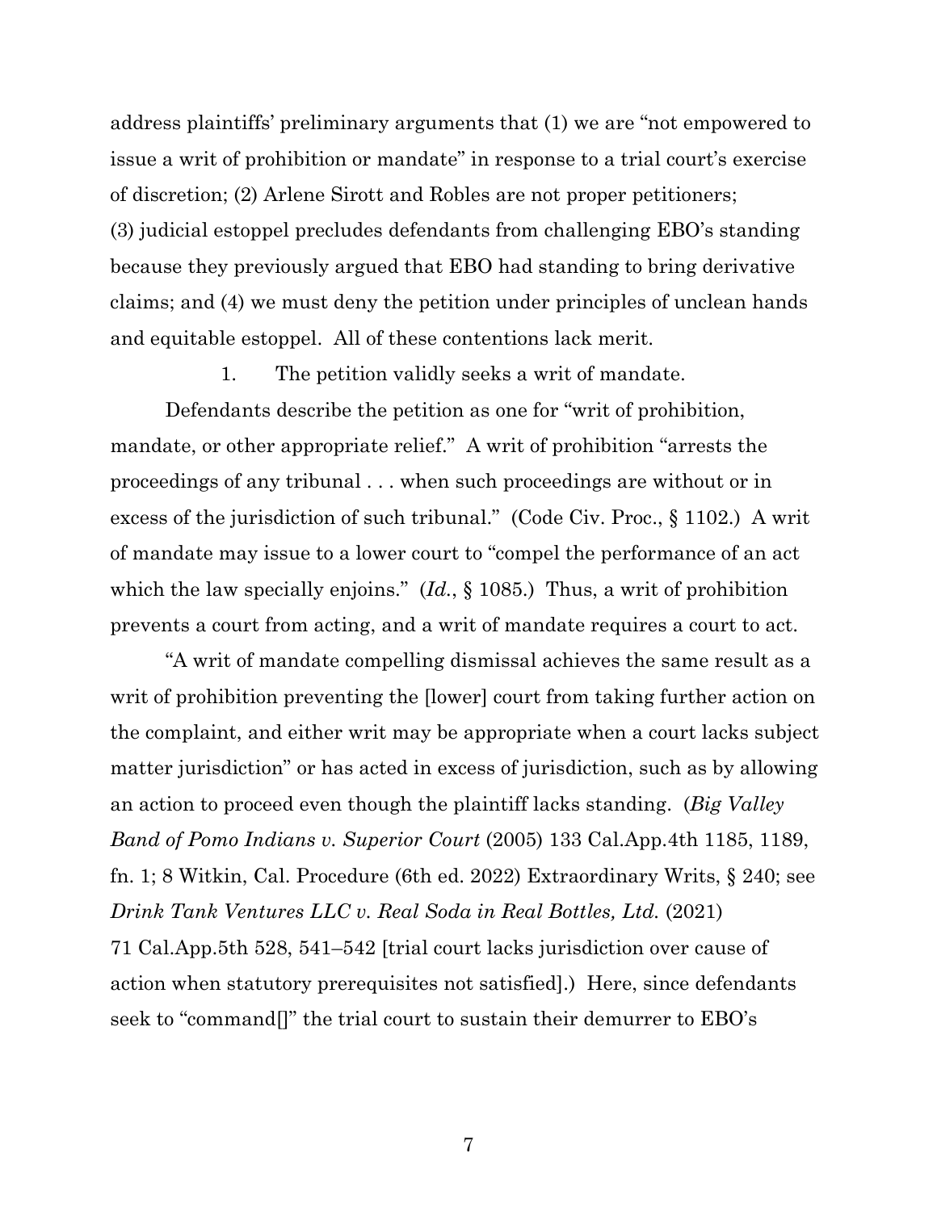address plaintiffs' preliminary arguments that (1) we are "not empowered to issue a writ of prohibition or mandate" in response to a trial court's exercise of discretion; (2) Arlene Sirott and Robles are not proper petitioners; (3) judicial estoppel precludes defendants from challenging EBO's standing because they previously argued that EBO had standing to bring derivative claims; and (4) we must deny the petition under principles of unclean hands and equitable estoppel. All of these contentions lack merit.

1. The petition validly seeks a writ of mandate.

Defendants describe the petition as one for "writ of prohibition, mandate, or other appropriate relief." A writ of prohibition "arrests the proceedings of any tribunal . . . when such proceedings are without or in excess of the jurisdiction of such tribunal." (Code Civ. Proc., § 1102.) A writ of mandate may issue to a lower court to "compel the performance of an act which the law specially enjoins." (*Id.*, § 1085.) Thus, a writ of prohibition prevents a court from acting, and a writ of mandate requires a court to act.

"A writ of mandate compelling dismissal achieves the same result as a writ of prohibition preventing the [lower] court from taking further action on the complaint, and either writ may be appropriate when a court lacks subject matter jurisdiction" or has acted in excess of jurisdiction, such as by allowing an action to proceed even though the plaintiff lacks standing. (*Big Valley Band of Pomo Indians v. Superior Court* (2005) 133 Cal.App.4th 1185, 1189, fn. 1; 8 Witkin, Cal. Procedure (6th ed. 2022) Extraordinary Writs, § 240; see *Drink Tank Ventures LLC v. Real Soda in Real Bottles, Ltd.* (2021) 71 Cal.App.5th 528, 541–542 [trial court lacks jurisdiction over cause of action when statutory prerequisites not satisfied].) Here, since defendants seek to "command[]" the trial court to sustain their demurrer to EBO's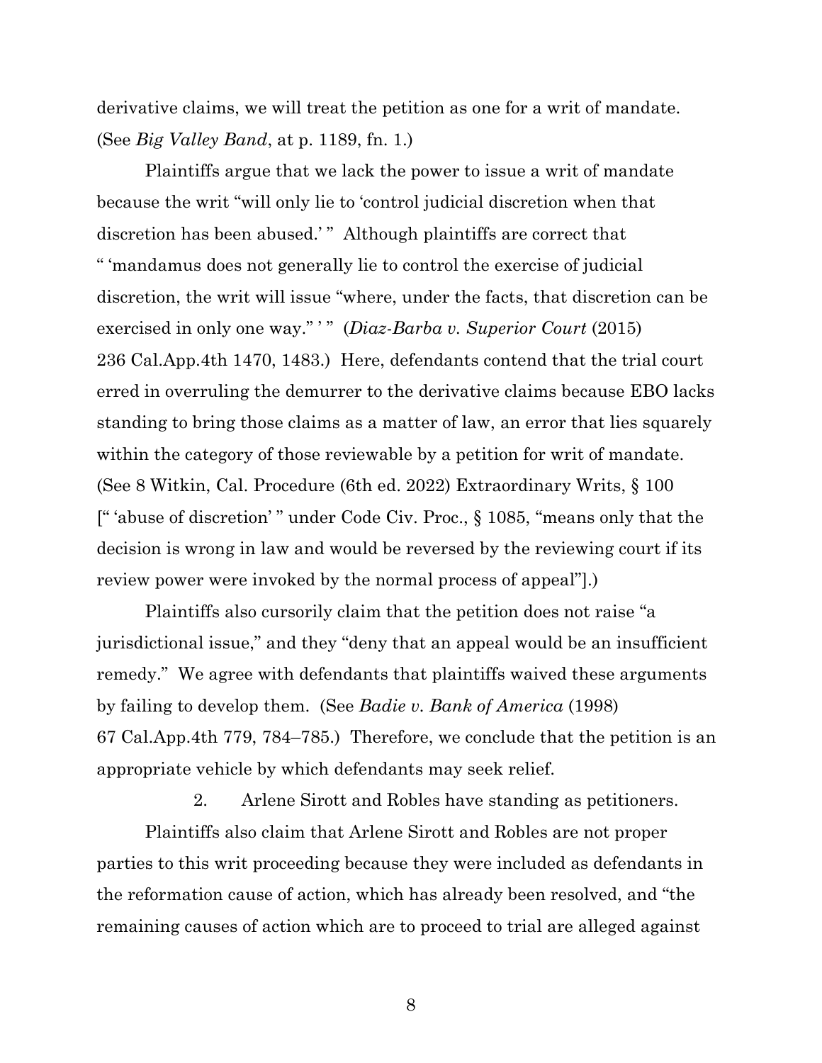derivative claims, we will treat the petition as one for a writ of mandate. (See *Big Valley Band*, at p. 1189, fn. 1.)

Plaintiffs argue that we lack the power to issue a writ of mandate because the writ "will only lie to 'control judicial discretion when that discretion has been abused.' " Although plaintiffs are correct that " 'mandamus does not generally lie to control the exercise of judicial discretion, the writ will issue "where, under the facts, that discretion can be exercised in only one way." ' " (*Diaz-Barba v. Superior Court* (2015) 236 Cal.App.4th 1470, 1483.) Here, defendants contend that the trial court erred in overruling the demurrer to the derivative claims because EBO lacks standing to bring those claims as a matter of law, an error that lies squarely within the category of those reviewable by a petition for writ of mandate. (See 8 Witkin, Cal. Procedure (6th ed. 2022) Extraordinary Writs, § 100 [" 'abuse of discretion' " under Code Civ. Proc., § 1085, "means only that the decision is wrong in law and would be reversed by the reviewing court if its review power were invoked by the normal process of appeal"].)

Plaintiffs also cursorily claim that the petition does not raise "a jurisdictional issue," and they "deny that an appeal would be an insufficient remedy." We agree with defendants that plaintiffs waived these arguments by failing to develop them. (See *Badie v. Bank of America* (1998) 67 Cal.App.4th 779, 784–785.) Therefore, we conclude that the petition is an appropriate vehicle by which defendants may seek relief.

2. Arlene Sirott and Robles have standing as petitioners.

Plaintiffs also claim that Arlene Sirott and Robles are not proper parties to this writ proceeding because they were included as defendants in the reformation cause of action, which has already been resolved, and "the remaining causes of action which are to proceed to trial are alleged against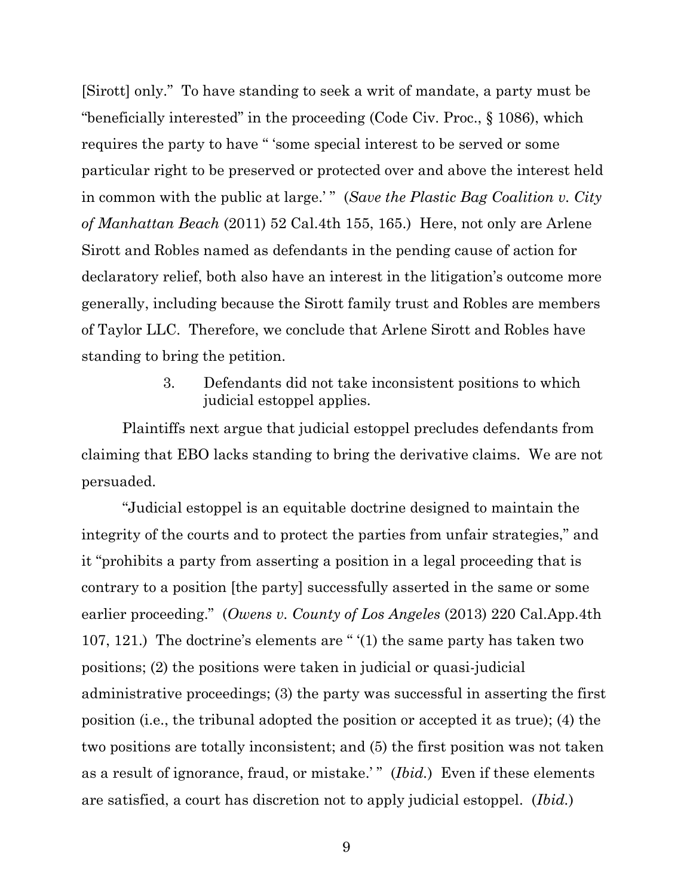[Sirott] only." To have standing to seek a writ of mandate, a party must be "beneficially interested" in the proceeding (Code Civ. Proc., § 1086), which requires the party to have " 'some special interest to be served or some particular right to be preserved or protected over and above the interest held in common with the public at large.' " (*Save the Plastic Bag Coalition v. City of Manhattan Beach* (2011) 52 Cal.4th 155, 165.) Here, not only are Arlene Sirott and Robles named as defendants in the pending cause of action for declaratory relief, both also have an interest in the litigation's outcome more generally, including because the Sirott family trust and Robles are members of Taylor LLC. Therefore, we conclude that Arlene Sirott and Robles have standing to bring the petition.

3. Defendants did not take inconsistent positions to which judicial estoppel applies.

Plaintiffs next argue that judicial estoppel precludes defendants from claiming that EBO lacks standing to bring the derivative claims. We are not persuaded.

"Judicial estoppel is an equitable doctrine designed to maintain the integrity of the courts and to protect the parties from unfair strategies," and it "prohibits a party from asserting a position in a legal proceeding that is contrary to a position [the party] successfully asserted in the same or some earlier proceeding." (*Owens v. County of Los Angeles* (2013) 220 Cal.App.4th 107, 121.) The doctrine's elements are " '(1) the same party has taken two positions; (2) the positions were taken in judicial or quasi-judicial administrative proceedings; (3) the party was successful in asserting the first position (i.e., the tribunal adopted the position or accepted it as true); (4) the two positions are totally inconsistent; and (5) the first position was not taken as a result of ignorance, fraud, or mistake.' " (*Ibid.*) Even if these elements are satisfied, a court has discretion not to apply judicial estoppel. (*Ibid.*)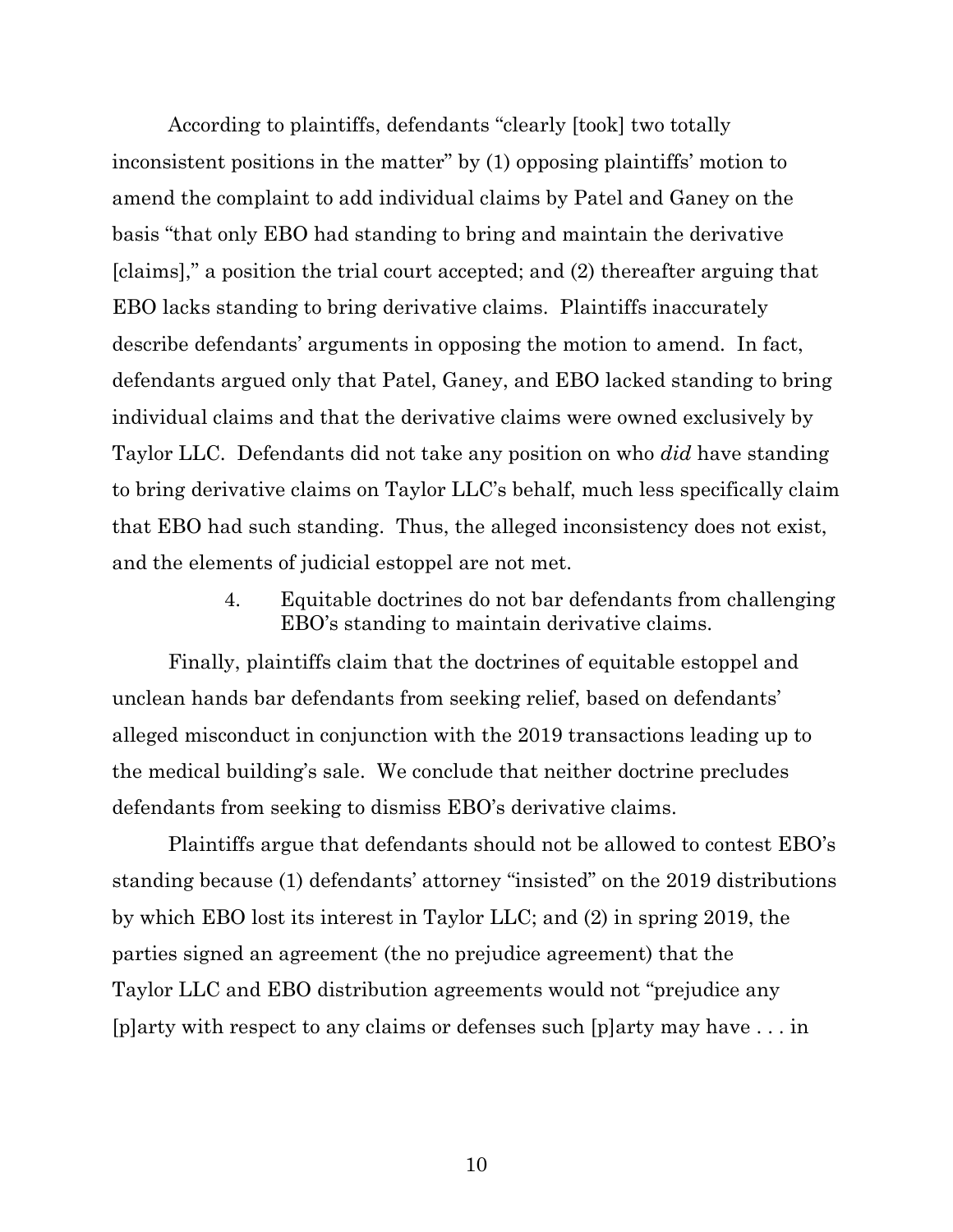According to plaintiffs, defendants "clearly [took] two totally inconsistent positions in the matter" by (1) opposing plaintiffs' motion to amend the complaint to add individual claims by Patel and Ganey on the basis "that only EBO had standing to bring and maintain the derivative [claims]," a position the trial court accepted; and (2) thereafter arguing that EBO lacks standing to bring derivative claims. Plaintiffs inaccurately describe defendants' arguments in opposing the motion to amend. In fact, defendants argued only that Patel, Ganey, and EBO lacked standing to bring individual claims and that the derivative claims were owned exclusively by Taylor LLC. Defendants did not take any position on who *did* have standing to bring derivative claims on Taylor LLC's behalf, much less specifically claim that EBO had such standing. Thus, the alleged inconsistency does not exist, and the elements of judicial estoppel are not met.

#### 4. Equitable doctrines do not bar defendants from challenging EBO's standing to maintain derivative claims.

Finally, plaintiffs claim that the doctrines of equitable estoppel and unclean hands bar defendants from seeking relief, based on defendants' alleged misconduct in conjunction with the 2019 transactions leading up to the medical building's sale. We conclude that neither doctrine precludes defendants from seeking to dismiss EBO's derivative claims.

Plaintiffs argue that defendants should not be allowed to contest EBO's standing because (1) defendants' attorney "insisted" on the 2019 distributions by which EBO lost its interest in Taylor LLC; and (2) in spring 2019, the parties signed an agreement (the no prejudice agreement) that the Taylor LLC and EBO distribution agreements would not "prejudice any [p]arty with respect to any claims or defenses such [p]arty may have . . . in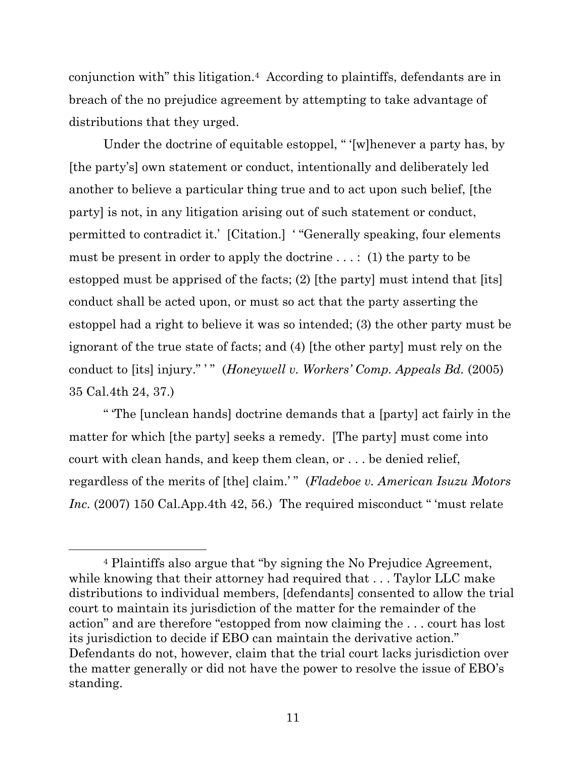conjunction with" this litigation.[4] According to plaintiffs, defendants are in breach of the no prejudice agreement by attempting to take advantage of distributions that they urged.

Under the doctrine of equitable estoppel, " '[w]henever a party has, by [the party's] own statement or conduct, intentionally and deliberately led another to believe a particular thing true and to act upon such belief, [the party] is not, in any litigation arising out of such statement or conduct, permitted to contradict it.' [Citation.] ' "Generally speaking, four elements must be present in order to apply the doctrine . . . : (1) the party to be estopped must be apprised of the facts; (2) [the party] must intend that [its] conduct shall be acted upon, or must so act that the party asserting the estoppel had a right to believe it was so intended; (3) the other party must be ignorant of the true state of facts; and (4) [the other party] must rely on the conduct to [its] injury." ' " (*Honeywell v. Workers' Comp. Appeals Bd.* (2005) 35 Cal.4th 24, 37.)

" 'The [unclean hands] doctrine demands that a [party] act fairly in the matter for which [the party] seeks a remedy. [The party] must come into court with clean hands, and keep them clean, or . . . be denied relief, regardless of the merits of [the] claim.' " (*Fladeboe v. American Isuzu Motors Inc.* (2007) 150 Cal.App.4th 42, 56.) The required misconduct " 'must relate

[4] Plaintiffs also argue that "by signing the No Prejudice Agreement, while knowing that their attorney had required that . . . Taylor LLC make distributions to individual members, [defendants] consented to allow the trial court to maintain its jurisdiction of the matter for the remainder of the action" and are therefore "estopped from now claiming the . . . court has lost its jurisdiction to decide if EBO can maintain the derivative action." Defendants do not, however, claim that the trial court lacks jurisdiction over the matter generally or did not have the power to resolve the issue of EBO's standing.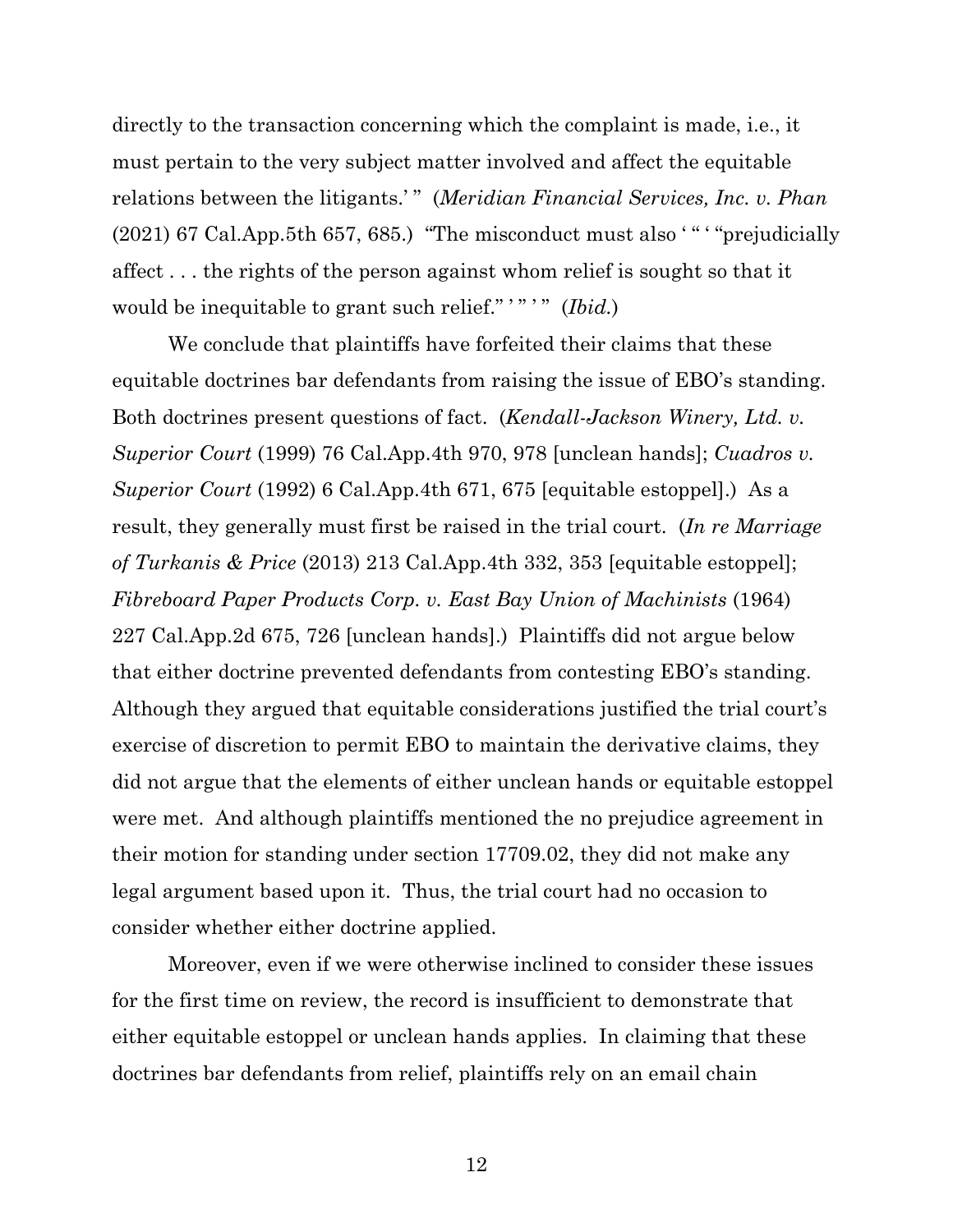directly to the transaction concerning which the complaint is made, i.e., it must pertain to the very subject matter involved and affect the equitable relations between the litigants.' " (*Meridian Financial Services, Inc. v. Phan* (2021) 67 Cal.App.5th 657, 685.) "The misconduct must also ' " ' "prejudicially affect . . . the rights of the person against whom relief is sought so that it would be inequitable to grant such relief." ' " ' " (*Ibid.*)

We conclude that plaintiffs have forfeited their claims that these equitable doctrines bar defendants from raising the issue of EBO's standing. Both doctrines present questions of fact. (*Kendall-Jackson Winery, Ltd. v. Superior Court* (1999) 76 Cal.App.4th 970, 978 [unclean hands]; *Cuadros v. Superior Court* (1992) 6 Cal.App.4th 671, 675 [equitable estoppel].) As a result, they generally must first be raised in the trial court. (*In re Marriage of Turkanis & Price* (2013) 213 Cal.App.4th 332, 353 [equitable estoppel]; *Fibreboard Paper Products Corp. v. East Bay Union of Machinists* (1964) 227 Cal.App.2d 675, 726 [unclean hands].) Plaintiffs did not argue below that either doctrine prevented defendants from contesting EBO's standing. Although they argued that equitable considerations justified the trial court's exercise of discretion to permit EBO to maintain the derivative claims, they did not argue that the elements of either unclean hands or equitable estoppel were met. And although plaintiffs mentioned the no prejudice agreement in their motion for standing under section 17709.02, they did not make any legal argument based upon it. Thus, the trial court had no occasion to consider whether either doctrine applied.

Moreover, even if we were otherwise inclined to consider these issues for the first time on review, the record is insufficient to demonstrate that either equitable estoppel or unclean hands applies. In claiming that these doctrines bar defendants from relief, plaintiffs rely on an email chain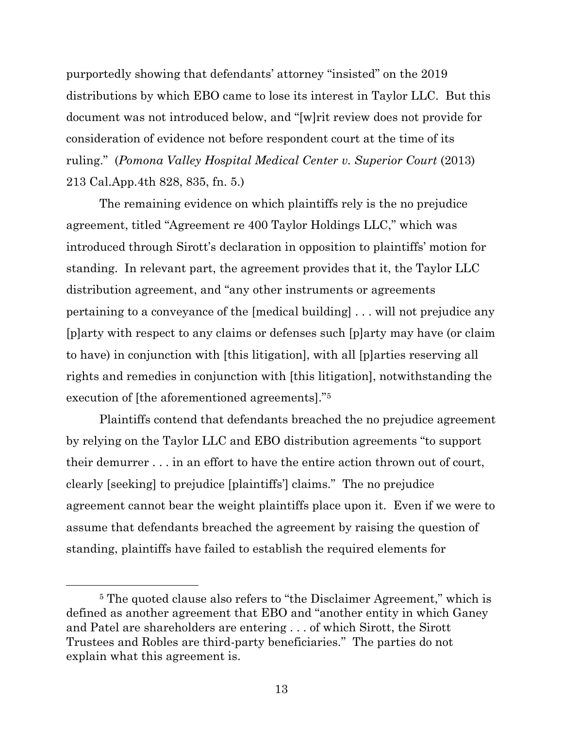purportedly showing that defendants' attorney "insisted" on the 2019 distributions by which EBO came to lose its interest in Taylor LLC. But this document was not introduced below, and "[w]rit review does not provide for consideration of evidence not before respondent court at the time of its ruling." (*Pomona Valley Hospital Medical Center v. Superior Court* (2013) 213 Cal.App.4th 828, 835, fn. 5.)

The remaining evidence on which plaintiffs rely is the no prejudice agreement, titled "Agreement re 400 Taylor Holdings LLC," which was introduced through Sirott's declaration in opposition to plaintiffs' motion for standing. In relevant part, the agreement provides that it, the Taylor LLC distribution agreement, and "any other instruments or agreements pertaining to a conveyance of the [medical building] . . . will not prejudice any [p]arty with respect to any claims or defenses such [p]arty may have (or claim to have) in conjunction with [this litigation], with all [p]arties reserving all rights and remedies in conjunction with [this litigation], notwithstanding the execution of [the aforementioned agreements]."[5]

Plaintiffs contend that defendants breached the no prejudice agreement by relying on the Taylor LLC and EBO distribution agreements "to support their demurrer . . . in an effort to have the entire action thrown out of court, clearly [seeking] to prejudice [plaintiffs'] claims." The no prejudice agreement cannot bear the weight plaintiffs place upon it. Even if we were to assume that defendants breached the agreement by raising the question of standing, plaintiffs have failed to establish the required elements for

---

[5] The quoted clause also refers to "the Disclaimer Agreement," which is defined as another agreement that EBO and "another entity in which Ganey and Patel are shareholders are entering . . . of which Sirott, the Sirott Trustees and Robles are third-party beneficiaries." The parties do not explain what this agreement is.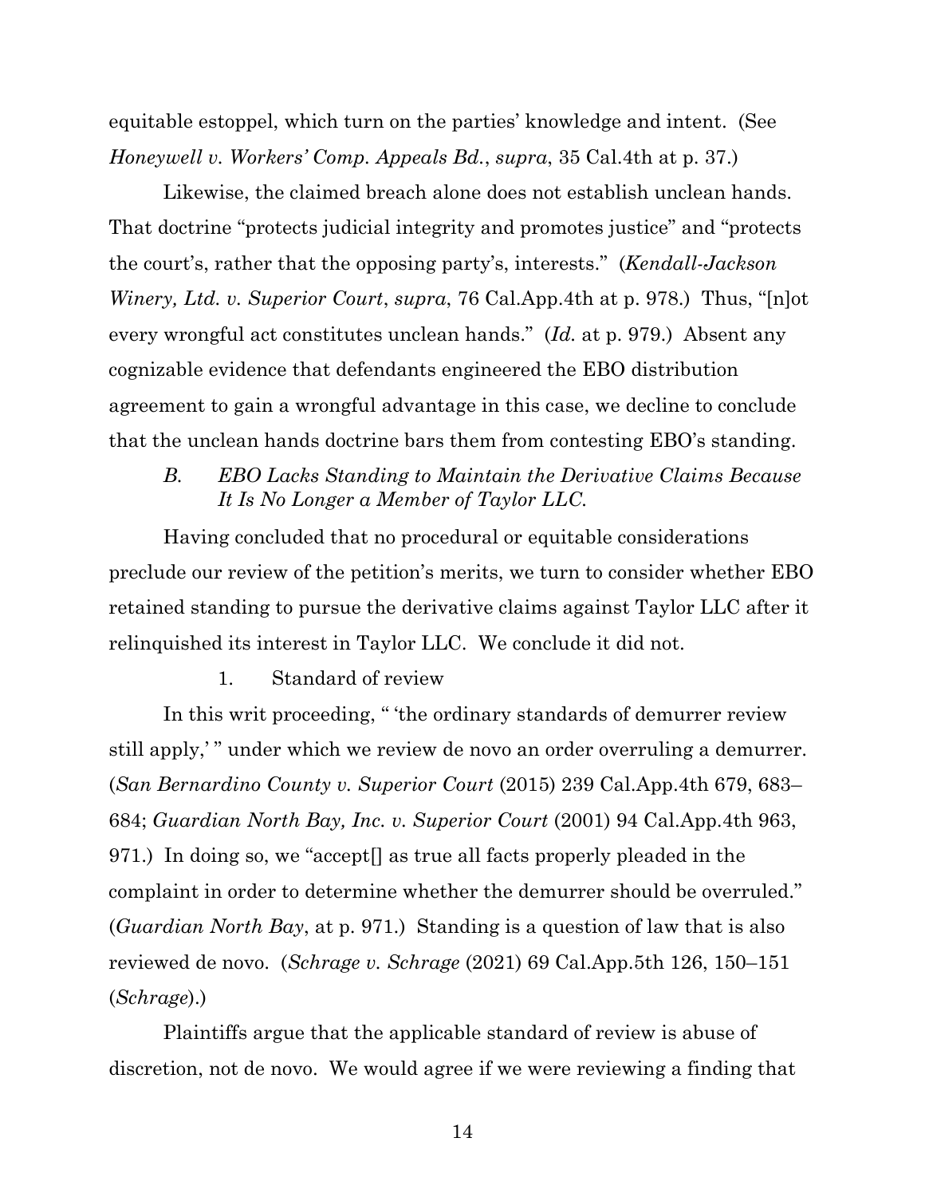equitable estoppel, which turn on the parties' knowledge and intent. (See *Honeywell v. Workers' Comp. Appeals Bd.*, *supra*, 35 Cal.4th at p. 37.)

Likewise, the claimed breach alone does not establish unclean hands. That doctrine "protects judicial integrity and promotes justice" and "protects the court's, rather that the opposing party's, interests." (*Kendall-Jackson Winery, Ltd. v. Superior Court*, *supra*, 76 Cal.App.4th at p. 978.) Thus, "[n]ot every wrongful act constitutes unclean hands." (*Id.* at p. 979.) Absent any cognizable evidence that defendants engineered the EBO distribution agreement to gain a wrongful advantage in this case, we decline to conclude that the unclean hands doctrine bars them from contesting EBO's standing.

### *B. EBO Lacks Standing to Maintain the Derivative Claims Because It Is No Longer a Member of Taylor LLC.*

Having concluded that no procedural or equitable considerations preclude our review of the petition's merits, we turn to consider whether EBO retained standing to pursue the derivative claims against Taylor LLC after it relinquished its interest in Taylor LLC. We conclude it did not.

#### 1. Standard of review

In this writ proceeding, " 'the ordinary standards of demurrer review still apply,' " under which we review de novo an order overruling a demurrer. (*San Bernardino County v. Superior Court* (2015) 239 Cal.App.4th 679, 683–684; *Guardian North Bay, Inc. v. Superior Court* (2001) 94 Cal.App.4th 963, 971.) In doing so, we "accept[] as true all facts properly pleaded in the complaint in order to determine whether the demurrer should be overruled." (*Guardian North Bay*, at p. 971.) Standing is a question of law that is also reviewed de novo. (*Schrage v. Schrage* (2021) 69 Cal.App.5th 126, 150–151 (*Schrage*).)

Plaintiffs argue that the applicable standard of review is abuse of discretion, not de novo. We would agree if we were reviewing a finding that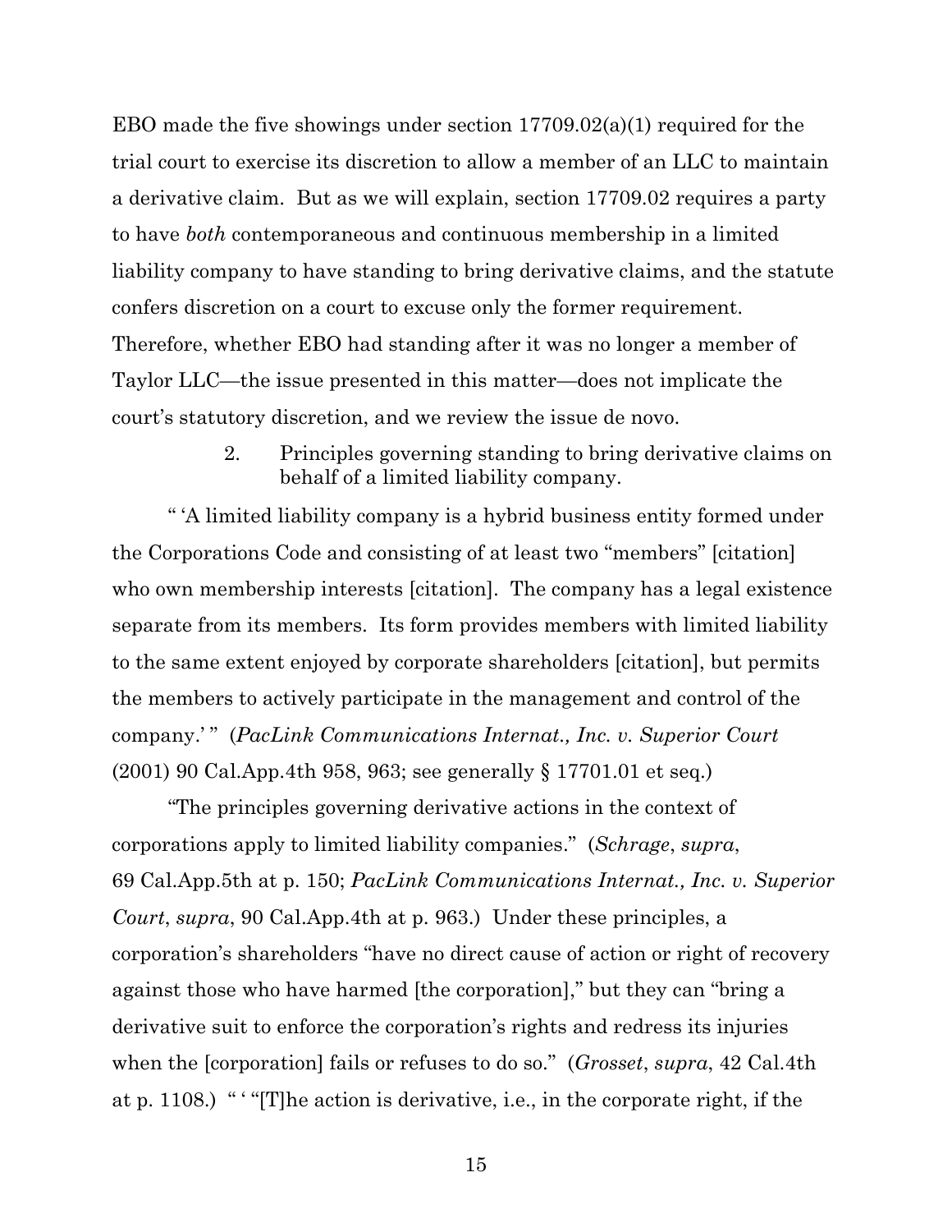EBO made the five showings under section 17709.02(a)(1) required for the trial court to exercise its discretion to allow a member of an LLC to maintain a derivative claim. But as we will explain, section 17709.02 requires a party to have *both* contemporaneous and continuous membership in a limited liability company to have standing to bring derivative claims, and the statute confers discretion on a court to excuse only the former requirement. Therefore, whether EBO had standing after it was no longer a member of Taylor LLC—the issue presented in this matter—does not implicate the court's statutory discretion, and we review the issue de novo.

2. Principles governing standing to bring derivative claims on behalf of a limited liability company.

" 'A limited liability company is a hybrid business entity formed under the Corporations Code and consisting of at least two "members" [citation] who own membership interests [citation]. The company has a legal existence separate from its members. Its form provides members with limited liability to the same extent enjoyed by corporate shareholders [citation], but permits the members to actively participate in the management and control of the company.' " (*PacLink Communications Internat., Inc. v. Superior Court* (2001) 90 Cal.App.4th 958, 963; see generally § 17701.01 et seq.)

"The principles governing derivative actions in the context of corporations apply to limited liability companies." (*Schrage*, *supra*, 69 Cal.App.5th at p. 150; *PacLink Communications Internat., Inc. v. Superior Court*, *supra*, 90 Cal.App.4th at p. 963.) Under these principles, a corporation's shareholders "have no direct cause of action or right of recovery against those who have harmed [the corporation]," but they can "bring a derivative suit to enforce the corporation's rights and redress its injuries when the [corporation] fails or refuses to do so." (*Grosset*, *supra*, 42 Cal.4th at p. 1108.) " ' "[T]he action is derivative, i.e., in the corporate right, if the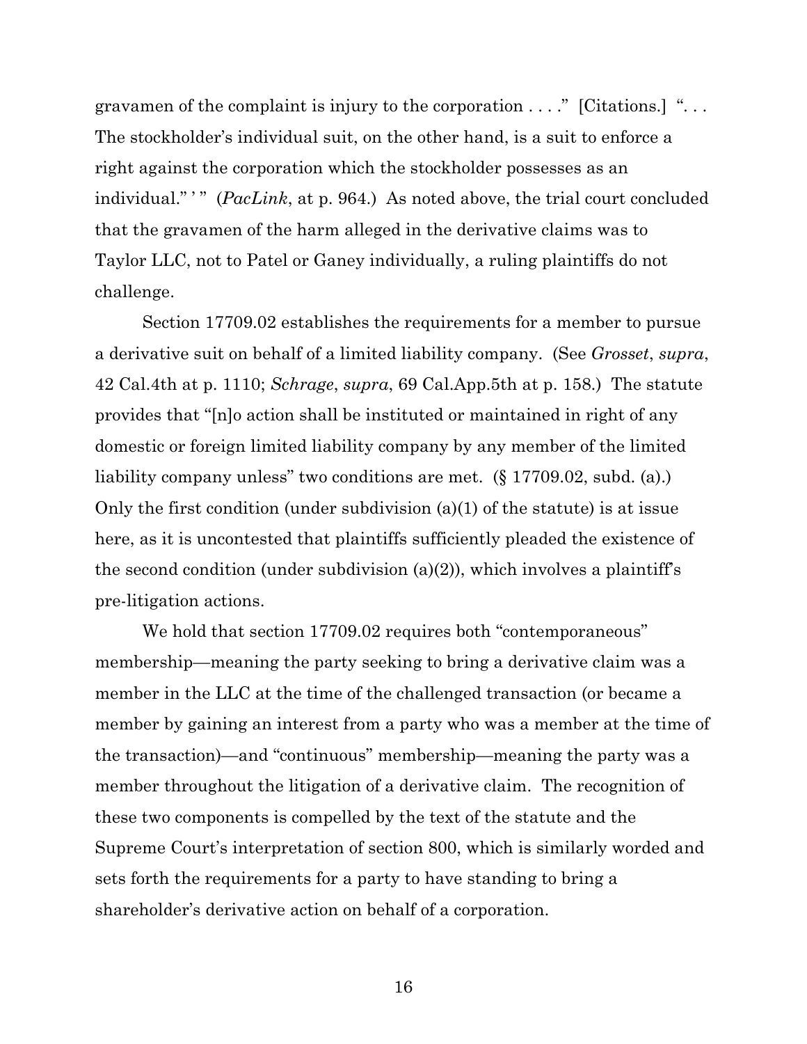gravamen of the complaint is injury to the corporation . . . ." [Citations.] ". . . The stockholder's individual suit, on the other hand, is a suit to enforce a right against the corporation which the stockholder possesses as an individual." ' " (*PacLink*, at p. 964.) As noted above, the trial court concluded that the gravamen of the harm alleged in the derivative claims was to Taylor LLC, not to Patel or Ganey individually, a ruling plaintiffs do not challenge.

Section 17709.02 establishes the requirements for a member to pursue a derivative suit on behalf of a limited liability company. (See *Grosset*, *supra*, 42 Cal.4th at p. 1110; *Schrage*, *supra*, 69 Cal.App.5th at p. 158.) The statute provides that "[n]o action shall be instituted or maintained in right of any domestic or foreign limited liability company by any member of the limited liability company unless" two conditions are met. (§ 17709.02, subd. (a).) Only the first condition (under subdivision (a)(1) of the statute) is at issue here, as it is uncontested that plaintiffs sufficiently pleaded the existence of the second condition (under subdivision (a)(2)), which involves a plaintiff's pre-litigation actions.

We hold that section 17709.02 requires both "contemporaneous" membership—meaning the party seeking to bring a derivative claim was a member in the LLC at the time of the challenged transaction (or became a member by gaining an interest from a party who was a member at the time of the transaction)—and "continuous" membership—meaning the party was a member throughout the litigation of a derivative claim. The recognition of these two components is compelled by the text of the statute and the Supreme Court's interpretation of section 800, which is similarly worded and sets forth the requirements for a party to have standing to bring a shareholder's derivative action on behalf of a corporation.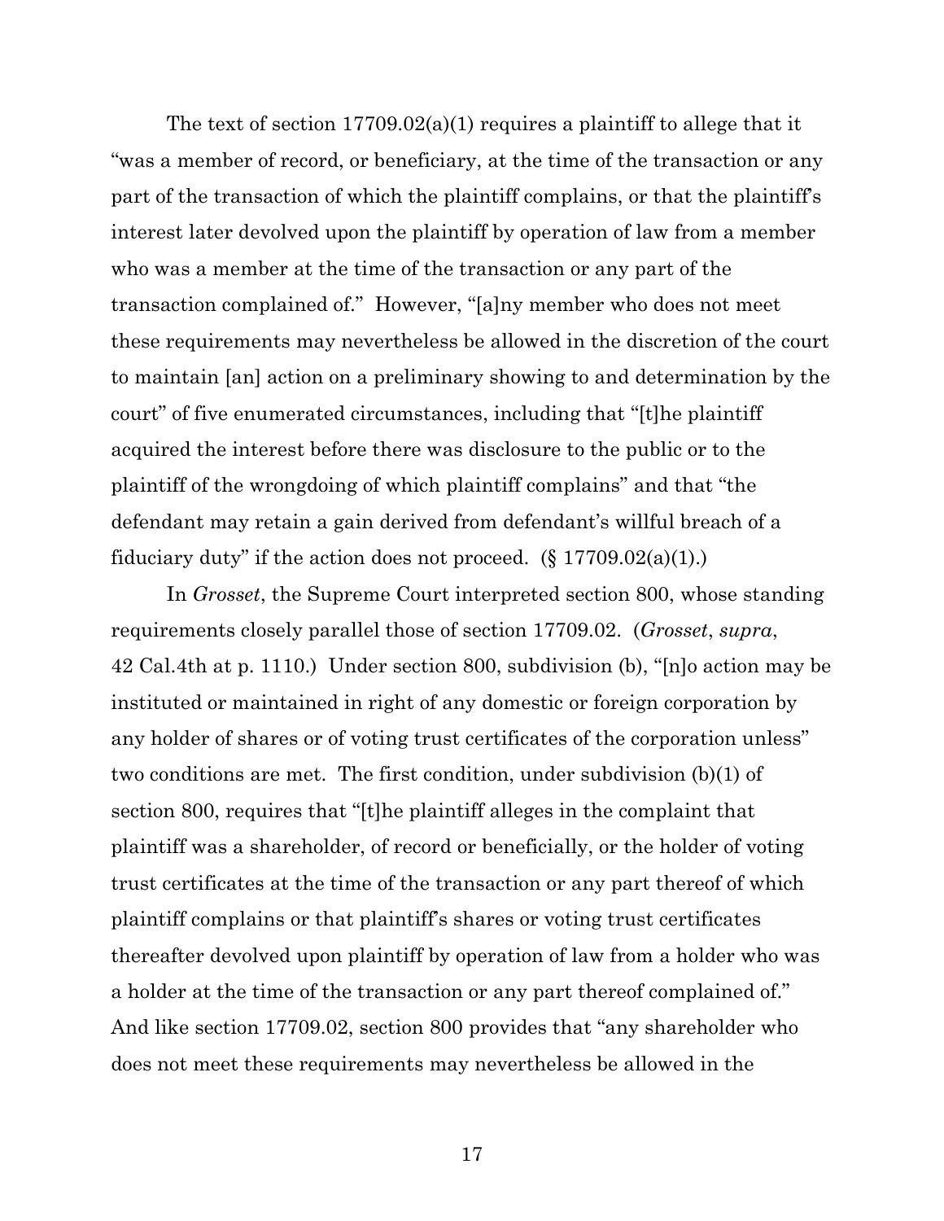The text of section 17709.02(a)(1) requires a plaintiff to allege that it "was a member of record, or beneficiary, at the time of the transaction or any part of the transaction of which the plaintiff complains, or that the plaintiff's interest later devolved upon the plaintiff by operation of law from a member who was a member at the time of the transaction or any part of the transaction complained of." However, "[a]ny member who does not meet these requirements may nevertheless be allowed in the discretion of the court to maintain [an] action on a preliminary showing to and determination by the court" of five enumerated circumstances, including that "[t]he plaintiff acquired the interest before there was disclosure to the public or to the plaintiff of the wrongdoing of which plaintiff complains" and that "the defendant may retain a gain derived from defendant's willful breach of a fiduciary duty" if the action does not proceed. (§ 17709.02(a)(1).)

In *Grosset*, the Supreme Court interpreted section 800, whose standing requirements closely parallel those of section 17709.02. (*Grosset*, *supra*, 42 Cal.4th at p. 1110.) Under section 800, subdivision (b), "[n]o action may be instituted or maintained in right of any domestic or foreign corporation by any holder of shares or of voting trust certificates of the corporation unless" two conditions are met. The first condition, under subdivision (b)(1) of section 800, requires that "[t]he plaintiff alleges in the complaint that plaintiff was a shareholder, of record or beneficially, or the holder of voting trust certificates at the time of the transaction or any part thereof of which plaintiff complains or that plaintiff's shares or voting trust certificates thereafter devolved upon plaintiff by operation of law from a holder who was a holder at the time of the transaction or any part thereof complained of." And like section 17709.02, section 800 provides that "any shareholder who does not meet these requirements may nevertheless be allowed in the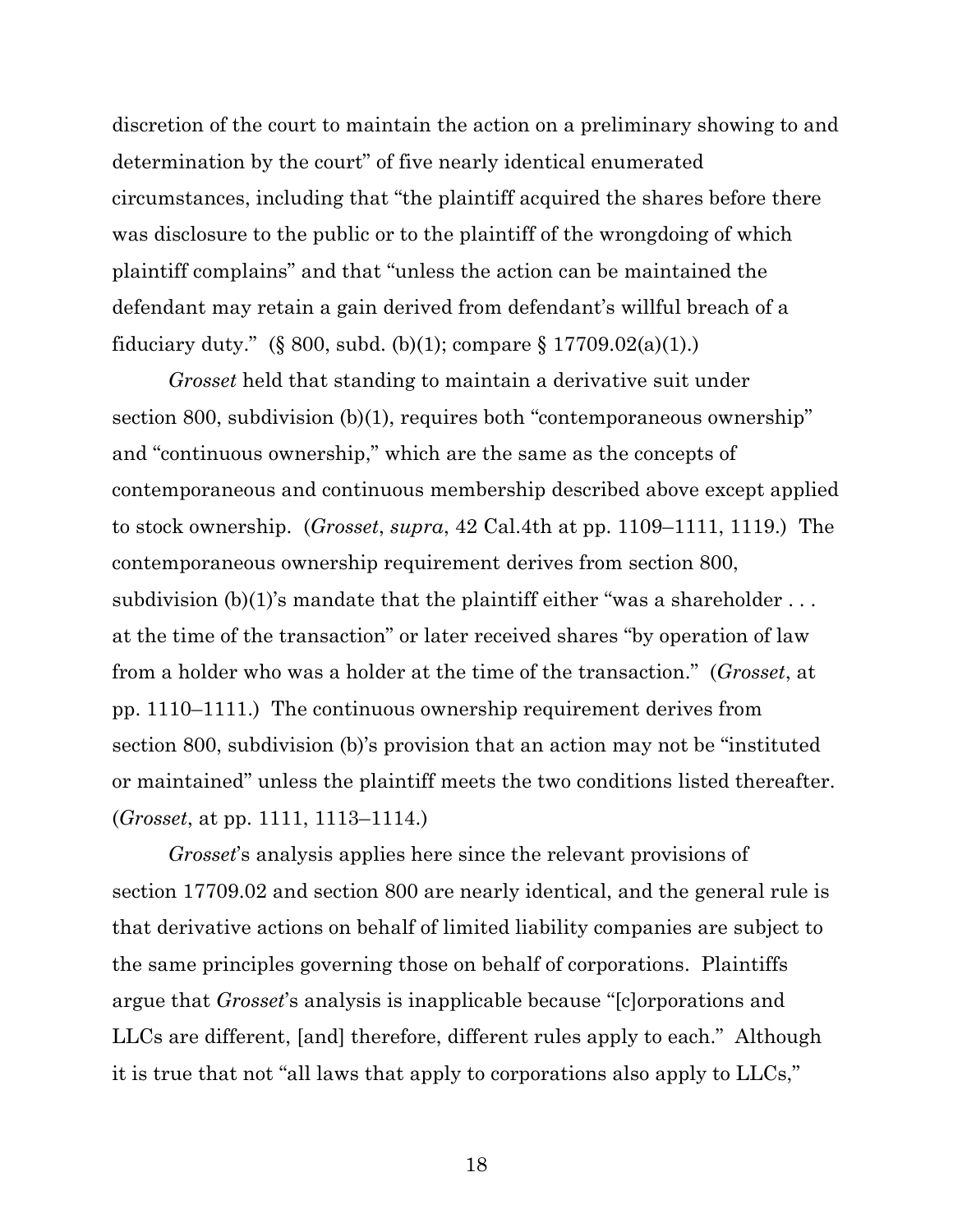discretion of the court to maintain the action on a preliminary showing to and determination by the court" of five nearly identical enumerated circumstances, including that "the plaintiff acquired the shares before there was disclosure to the public or to the plaintiff of the wrongdoing of which plaintiff complains" and that "unless the action can be maintained the defendant may retain a gain derived from defendant's willful breach of a fiduciary duty." (§ 800, subd. (b)(1); compare § 17709.02(a)(1).)

*Grosset* held that standing to maintain a derivative suit under section 800, subdivision (b)(1), requires both "contemporaneous ownership" and "continuous ownership," which are the same as the concepts of contemporaneous and continuous membership described above except applied to stock ownership. (*Grosset*, *supra*, 42 Cal.4th at pp. 1109–1111, 1119.) The contemporaneous ownership requirement derives from section 800, subdivision (b)(1)'s mandate that the plaintiff either "was a shareholder . . . at the time of the transaction" or later received shares "by operation of law from a holder who was a holder at the time of the transaction." (*Grosset*, at pp. 1110–1111.) The continuous ownership requirement derives from section 800, subdivision (b)'s provision that an action may not be "instituted or maintained" unless the plaintiff meets the two conditions listed thereafter. (*Grosset*, at pp. 1111, 1113–1114.)

*Grosset*'s analysis applies here since the relevant provisions of section 17709.02 and section 800 are nearly identical, and the general rule is that derivative actions on behalf of limited liability companies are subject to the same principles governing those on behalf of corporations. Plaintiffs argue that *Grosset*'s analysis is inapplicable because "[c]orporations and LLCs are different, [and] therefore, different rules apply to each." Although it is true that not "all laws that apply to corporations also apply to LLCs,"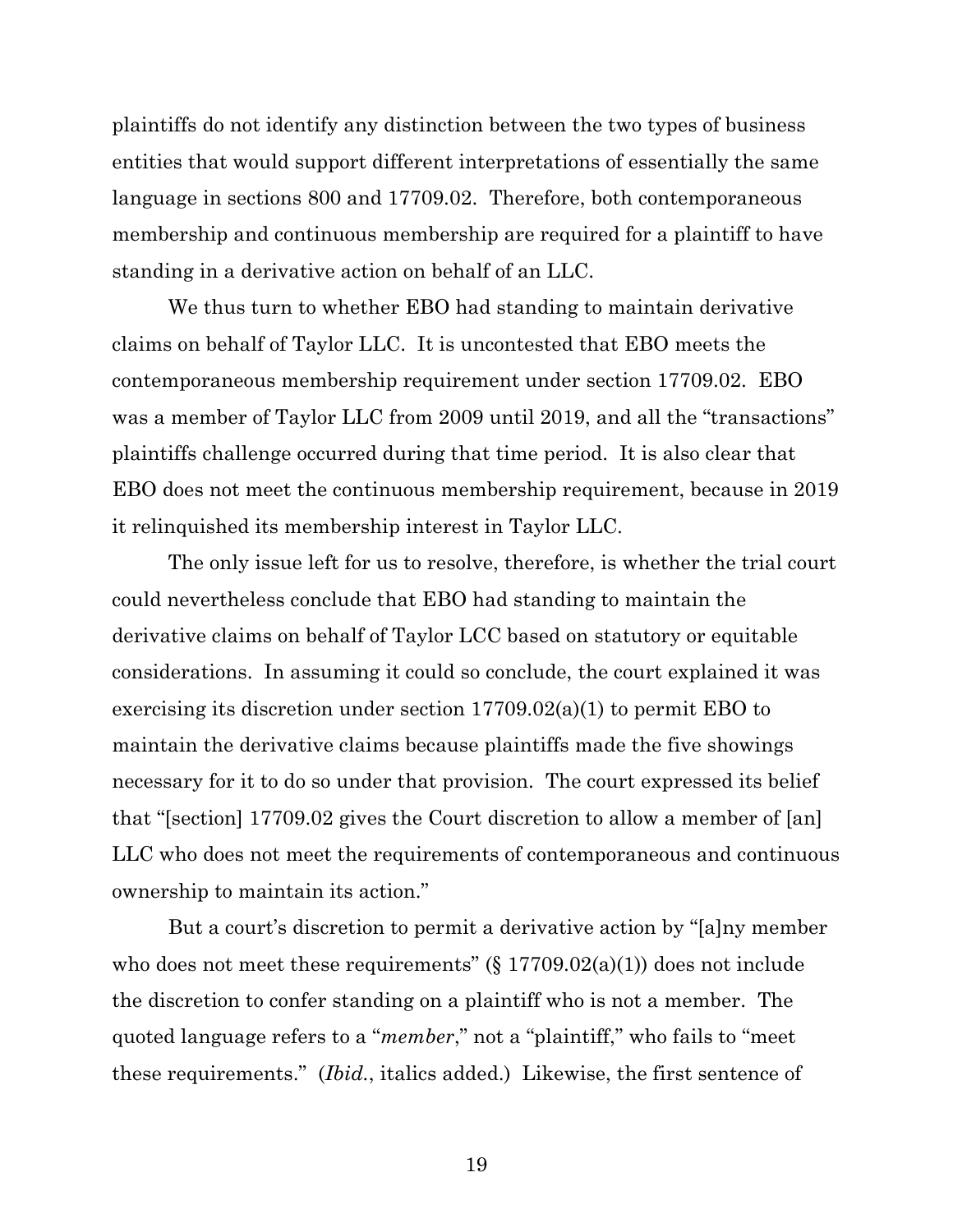plaintiffs do not identify any distinction between the two types of business entities that would support different interpretations of essentially the same language in sections 800 and 17709.02. Therefore, both contemporaneous membership and continuous membership are required for a plaintiff to have standing in a derivative action on behalf of an LLC.

We thus turn to whether EBO had standing to maintain derivative claims on behalf of Taylor LLC. It is uncontested that EBO meets the contemporaneous membership requirement under section 17709.02. EBO was a member of Taylor LLC from 2009 until 2019, and all the "transactions" plaintiffs challenge occurred during that time period. It is also clear that EBO does not meet the continuous membership requirement, because in 2019 it relinquished its membership interest in Taylor LLC.

The only issue left for us to resolve, therefore, is whether the trial court could nevertheless conclude that EBO had standing to maintain the derivative claims on behalf of Taylor LCC based on statutory or equitable considerations. In assuming it could so conclude, the court explained it was exercising its discretion under section 17709.02(a)(1) to permit EBO to maintain the derivative claims because plaintiffs made the five showings necessary for it to do so under that provision. The court expressed its belief that "[section] 17709.02 gives the Court discretion to allow a member of [an] LLC who does not meet the requirements of contemporaneous and continuous ownership to maintain its action."

But a court's discretion to permit a derivative action by "[a]ny member who does not meet these requirements" (§ 17709.02(a)(1)) does not include the discretion to confer standing on a plaintiff who is not a member. The quoted language refers to a "*member*," not a "plaintiff," who fails to "meet these requirements." (*Ibid.*, italics added.) Likewise, the first sentence of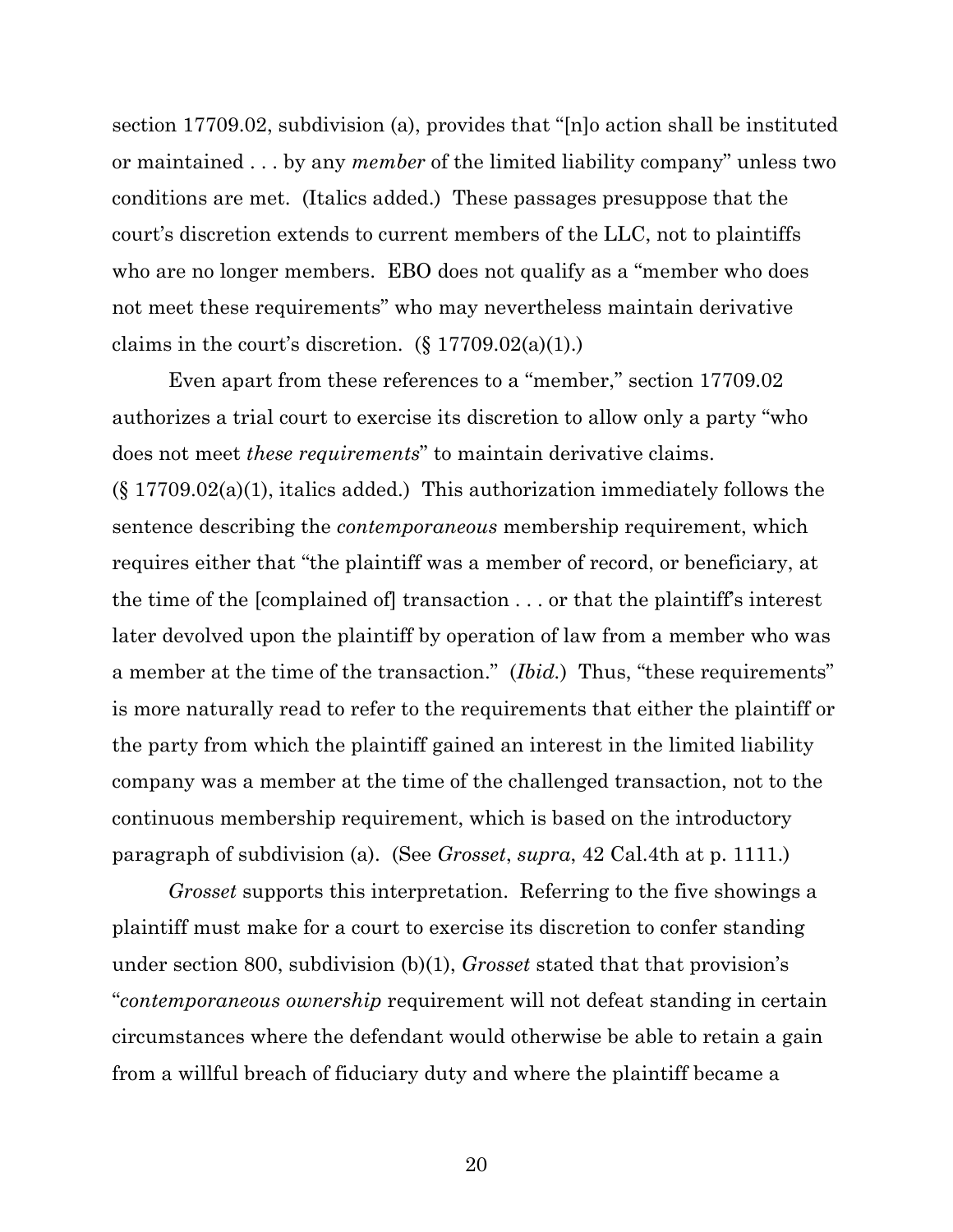section 17709.02, subdivision (a), provides that "[n]o action shall be instituted or maintained . . . by any *member* of the limited liability company" unless two conditions are met. (Italics added.) These passages presuppose that the court's discretion extends to current members of the LLC, not to plaintiffs who are no longer members. EBO does not qualify as a "member who does not meet these requirements" who may nevertheless maintain derivative claims in the court's discretion. (§ 17709.02(a)(1).)

Even apart from these references to a "member," section 17709.02 authorizes a trial court to exercise its discretion to allow only a party "who does not meet *these requirements*" to maintain derivative claims. (§ 17709.02(a)(1), italics added.) This authorization immediately follows the sentence describing the *contemporaneous* membership requirement, which requires either that "the plaintiff was a member of record, or beneficiary, at the time of the [complained of] transaction . . . or that the plaintiff's interest later devolved upon the plaintiff by operation of law from a member who was a member at the time of the transaction." (*Ibid.*) Thus, "these requirements" is more naturally read to refer to the requirements that either the plaintiff or the party from which the plaintiff gained an interest in the limited liability company was a member at the time of the challenged transaction, not to the continuous membership requirement, which is based on the introductory paragraph of subdivision (a). (See *Grosset*, *supra*, 42 Cal.4th at p. 1111.)

*Grosset* supports this interpretation. Referring to the five showings a plaintiff must make for a court to exercise its discretion to confer standing under section 800, subdivision (b)(1), *Grosset* stated that that provision's "*contemporaneous ownership* requirement will not defeat standing in certain circumstances where the defendant would otherwise be able to retain a gain from a willful breach of fiduciary duty and where the plaintiff became a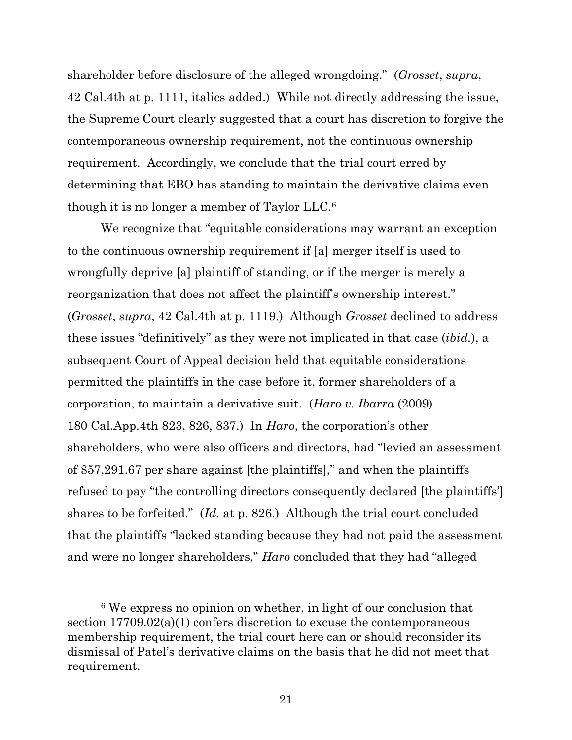shareholder before disclosure of the alleged wrongdoing." (*Grosset*, *supra*, 42 Cal.4th at p. 1111, italics added.) While not directly addressing the issue, the Supreme Court clearly suggested that a court has discretion to forgive the contemporaneous ownership requirement, not the continuous ownership requirement. Accordingly, we conclude that the trial court erred by determining that EBO has standing to maintain the derivative claims even though it is no longer a member of Taylor LLC.[6]

We recognize that "equitable considerations may warrant an exception to the continuous ownership requirement if [a] merger itself is used to wrongfully deprive [a] plaintiff of standing, or if the merger is merely a reorganization that does not affect the plaintiff's ownership interest." (*Grosset*, *supra*, 42 Cal.4th at p. 1119.) Although *Grosset* declined to address these issues "definitively" as they were not implicated in that case (*ibid.*), a subsequent Court of Appeal decision held that equitable considerations permitted the plaintiffs in the case before it, former shareholders of a corporation, to maintain a derivative suit. (*Haro v. Ibarra* (2009) 180 Cal.App.4th 823, 826, 837.) In *Haro*, the corporation's other shareholders, who were also officers and directors, had "levied an assessment of $57,291.67 per share against [the plaintiffs]," and when the plaintiffs refused to pay "the controlling directors consequently declared [the plaintiffs'] shares to be forfeited." (*Id.* at p. 826.) Although the trial court concluded that the plaintiffs "lacked standing because they had not paid the assessment and were no longer shareholders," *Haro* concluded that they had "alleged

---

[6] We express no opinion on whether, in light of our conclusion that section 17709.02(a)(1) confers discretion to excuse the contemporaneous membership requirement, the trial court here can or should reconsider its dismissal of Patel's derivative claims on the basis that he did not meet that requirement.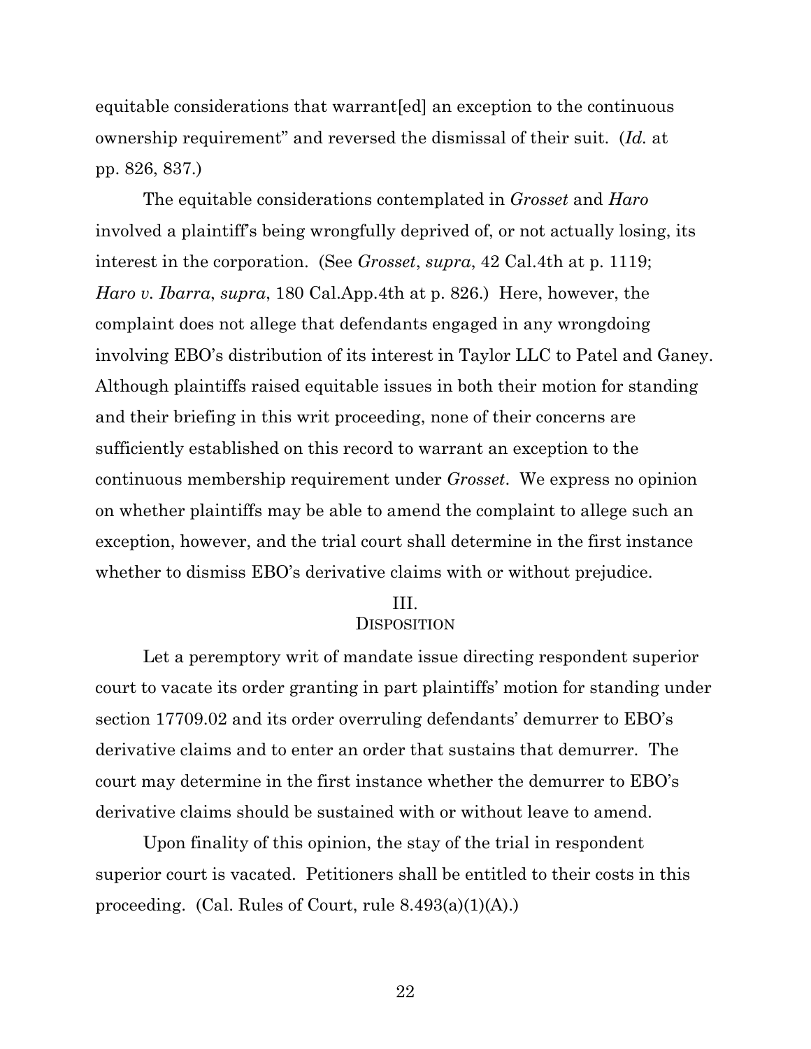equitable considerations that warrant[ed] an exception to the continuous ownership requirement" and reversed the dismissal of their suit. (*Id.* at pp. 826, 837.)

The equitable considerations contemplated in *Grosset* and *Haro* involved a plaintiff's being wrongfully deprived of, or not actually losing, its interest in the corporation. (See *Grosset*, *supra*, 42 Cal.4th at p. 1119; *Haro v. Ibarra*, *supra*, 180 Cal.App.4th at p. 826.) Here, however, the complaint does not allege that defendants engaged in any wrongdoing involving EBO's distribution of its interest in Taylor LLC to Patel and Ganey. Although plaintiffs raised equitable issues in both their motion for standing and their briefing in this writ proceeding, none of their concerns are sufficiently established on this record to warrant an exception to the continuous membership requirement under *Grosset*. We express no opinion on whether plaintiffs may be able to amend the complaint to allege such an exception, however, and the trial court shall determine in the first instance whether to dismiss EBO's derivative claims with or without prejudice.

## III.
## DISPOSITION

Let a peremptory writ of mandate issue directing respondent superior court to vacate its order granting in part plaintiffs' motion for standing under section 17709.02 and its order overruling defendants' demurrer to EBO's derivative claims and to enter an order that sustains that demurrer. The court may determine in the first instance whether the demurrer to EBO's derivative claims should be sustained with or without leave to amend.

Upon finality of this opinion, the stay of the trial in respondent superior court is vacated. Petitioners shall be entitled to their costs in this proceeding. (Cal. Rules of Court, rule 8.493(a)(1)(A).)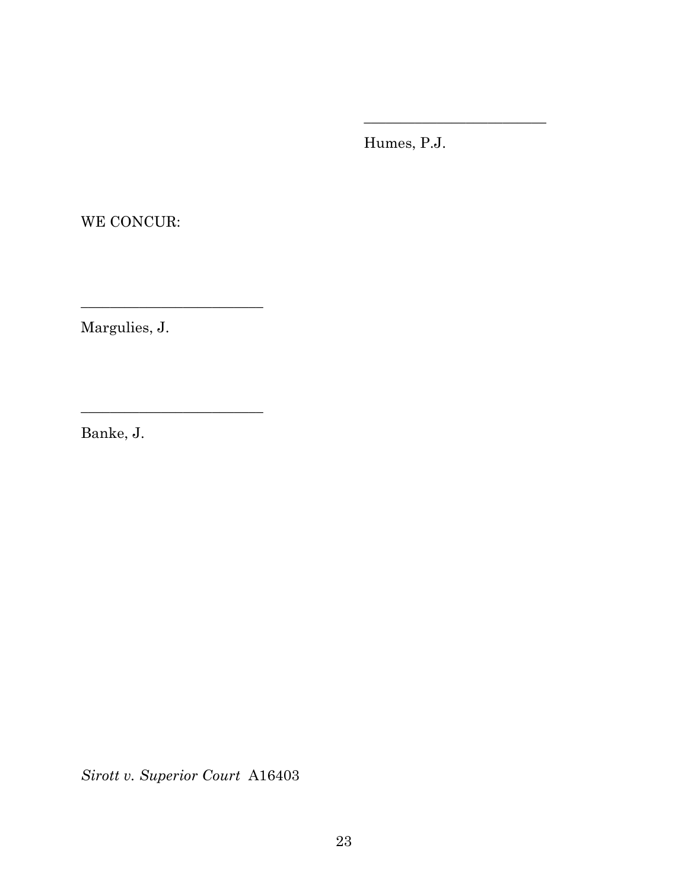_________________________

Humes, P.J.

WE CONCUR:

_________________________

Margulies, J.

_________________________

Banke, J.

*Sirott v. Superior Court* A16403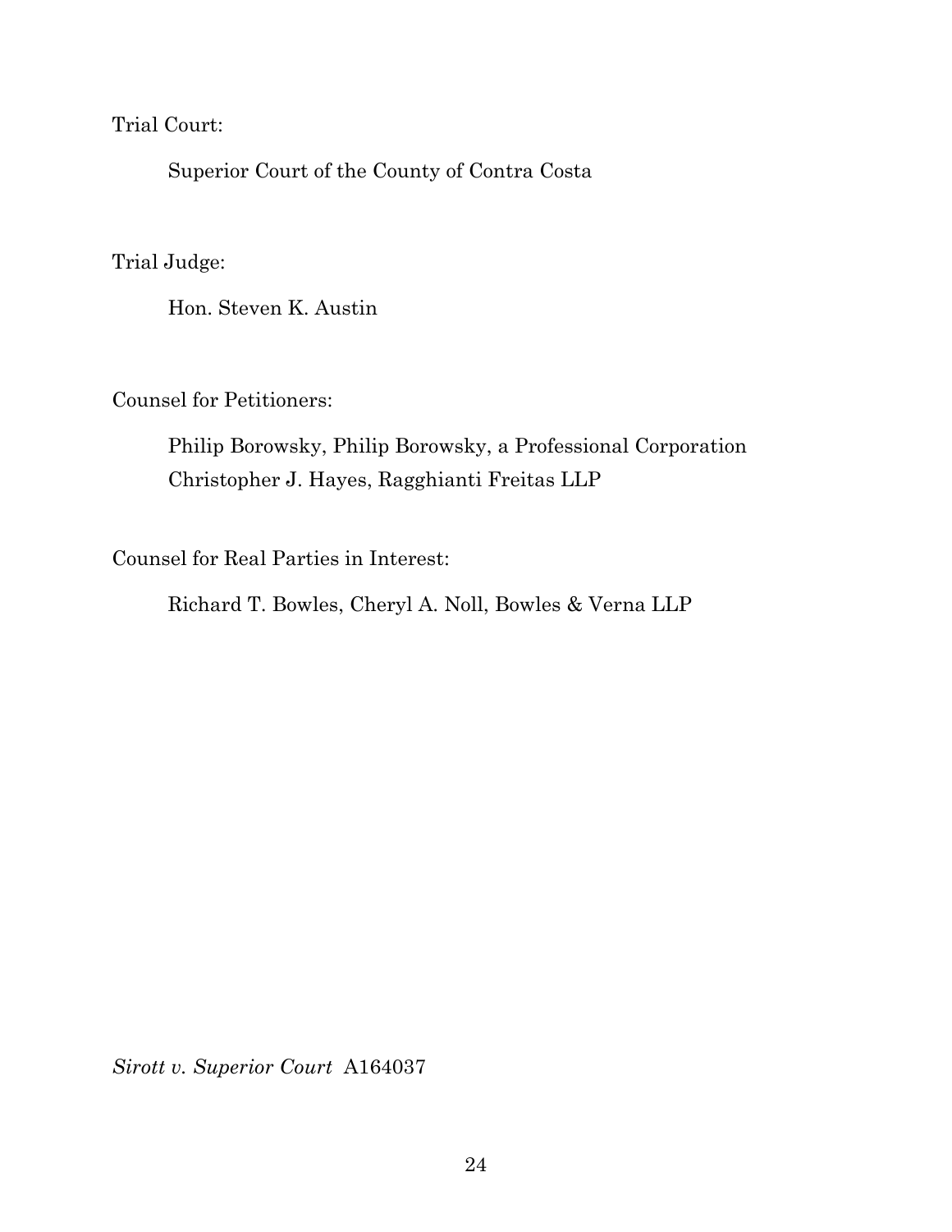Trial Court:

Superior Court of the County of Contra Costa

Trial Judge:

Hon. Steven K. Austin

Counsel for Petitioners:

Philip Borowsky, Philip Borowsky, a Professional Corporation
Christopher J. Hayes, Ragghianti Freitas LLP

Counsel for Real Parties in Interest:

Richard T. Bowles, Cheryl A. Noll, Bowles & Verna LLP

*Sirott v. Superior Court* A164037